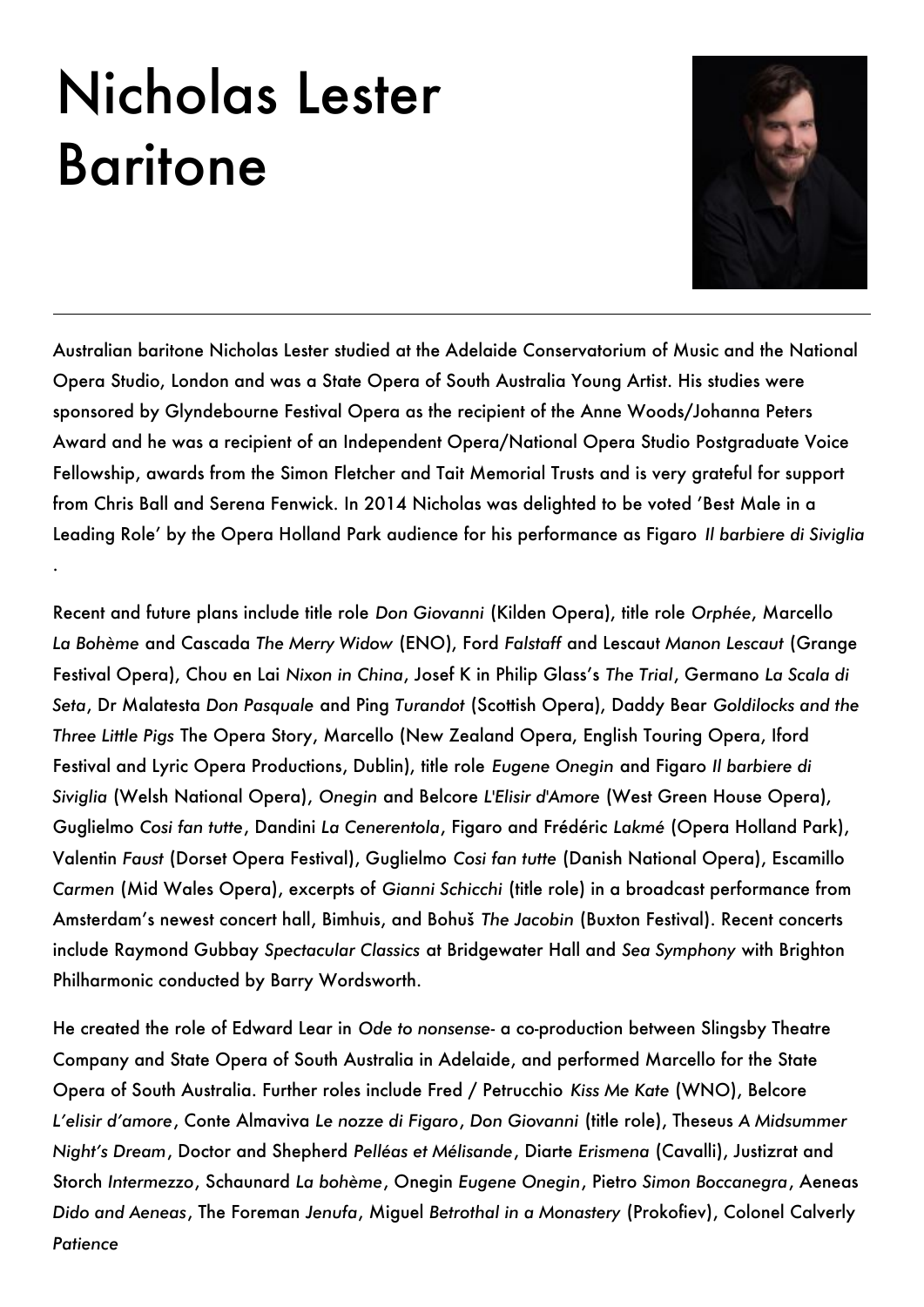# Nicholas Lester
# Baritone

---

Australian baritone Nicholas Lester studied at the Adelaide Conservatorium of Music and the National Opera Studio, London and was a State Opera of South Australia Young Artist. His studies were sponsored by Glyndebourne Festival Opera as the recipient of the Anne Woods/Johanna Peters Award and he was a recipient of an Independent Opera/National Opera Studio Postgraduate Voice Fellowship, awards from the Simon Fletcher and Tait Memorial Trusts and is very grateful for support from Chris Ball and Serena Fenwick. In 2014 Nicholas was delighted to be voted 'Best Male in a Leading Role' by the Opera Holland Park audience for his performance as Figaro *Il barbiere di Siviglia*.

Recent and future plans include title role *Don Giovanni* (Kilden Opera), title role *Orphée*, Marcello *La Bohème* and Cascada *The Merry Widow* (ENO), Ford *Falstaff* and Lescaut *Manon Lescaut* (Grange Festival Opera), Chou en Lai *Nixon in China*, Josef K in Philip Glass's *The Trial*, Germano *La Scala di Seta*, Dr Malatesta *Don Pasquale* and Ping *Turandot* (Scottish Opera), Daddy Bear *Goldilocks and the Three Little Pigs* The Opera Story, Marcello (New Zealand Opera, English Touring Opera, Iford Festival and Lyric Opera Productions, Dublin), title role *Eugene Onegin* and Figaro *Il barbiere di Siviglia* (Welsh National Opera), *Onegin* and Belcore *L'Elisir d'Amore* (West Green House Opera), Guglielmo *Cosi fan tutte*, Dandini *La Cenerentola*, Figaro and Frédéric *Lakmé* (Opera Holland Park), Valentin *Faust* (Dorset Opera Festival), Guglielmo *Cosi fan tutte* (Danish National Opera), Escamillo *Carmen* (Mid Wales Opera), excerpts of *Gianni Schicchi* (title role) in a broadcast performance from Amsterdam's newest concert hall, Bimhuis, and Bohuš *The Jacobin* (Buxton Festival). Recent concerts include Raymond Gubbay *Spectacular Classics* at Bridgewater Hall and *Sea Symphony* with Brighton Philharmonic conducted by Barry Wordsworth.

He created the role of Edward Lear in *Ode to nonsense*- a co-production between Slingsby Theatre Company and State Opera of South Australia in Adelaide, and performed Marcello for the State Opera of South Australia. Further roles include Fred / Petrucchio *Kiss Me Kate* (WNO), Belcore *L'elisir d'amore*, Conte Almaviva *Le nozze di Figaro*, *Don Giovanni* (title role), Theseus *A Midsummer Night's Dream*, Doctor and Shepherd *Pelléas et Mélisande*, Diarte *Erismena* (Cavalli), Justizrat and Storch *Intermezzo*, Schaunard *La bohème*, Onegin *Eugene Onegin*, Pietro *Simon Boccanegra*, Aeneas *Dido and Aeneas*, The Foreman *Jenufa*, Miguel *Betrothal in a Monastery* (Prokofiev), Colonel Calverly *Patience*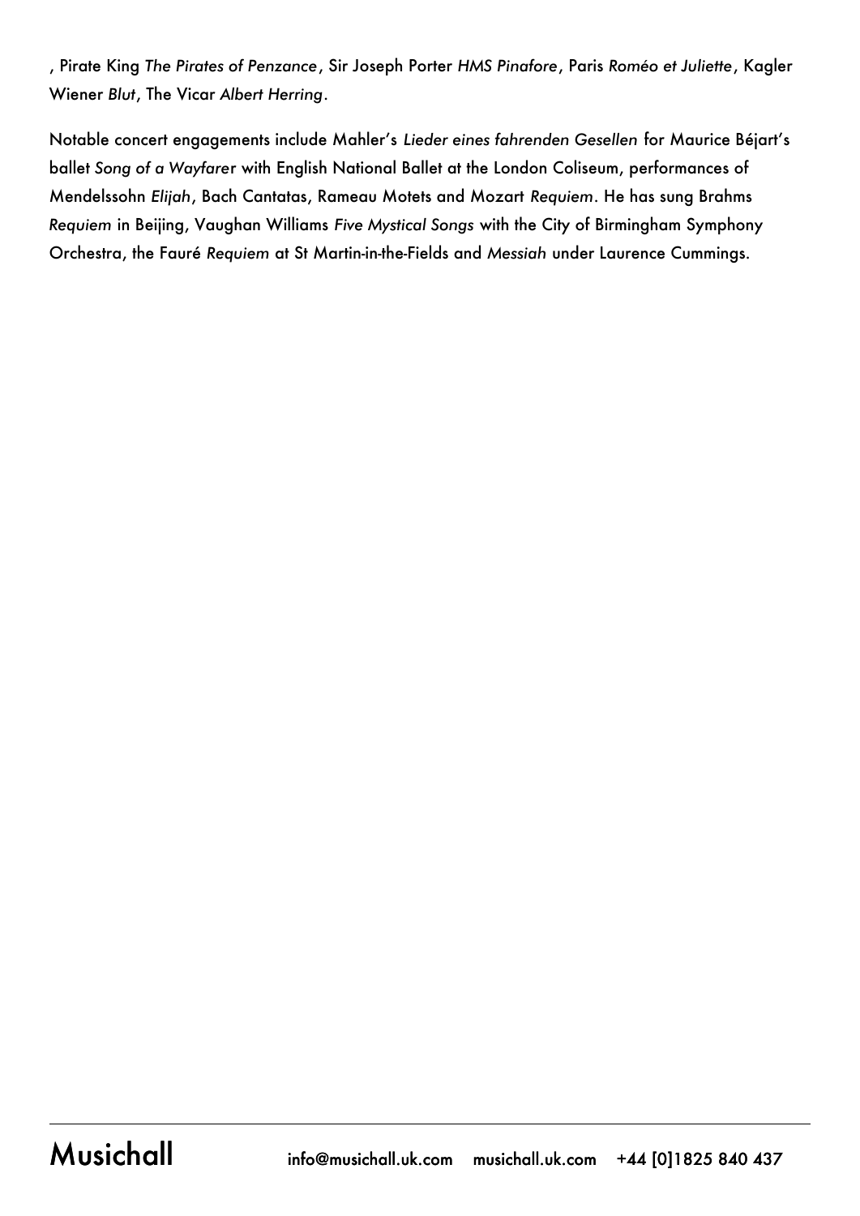, Pirate King *The Pirates of Penzance*, Sir Joseph Porter *HMS Pinafore*, Paris *Roméo et Juliette*, Kagler Wiener *Blut*, The Vicar *Albert Herring*.

Notable concert engagements include Mahler's *Lieder eines fahrenden Gesellen* for Maurice Béjart's ballet *Song of a Wayfare*r with English National Ballet at the London Coliseum, performances of Mendelssohn *Elijah*, Bach Cantatas, Rameau Motets and Mozart *Requiem*. He has sung Brahms *Requiem* in Beijing, Vaughan Williams *Five Mystical Songs* with the City of Birmingham Symphony Orchestra, the Fauré *Requiem* at St Martin-in-the-Fields and *Messiah* under Laurence Cummings.